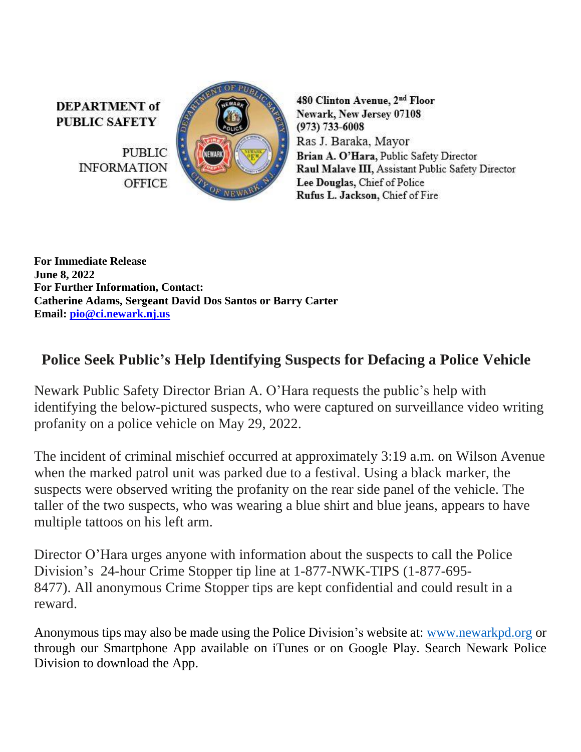**DEPARTMENT of PUBLIC SAFETY**

PUBLIC INFORMATION OFFICE

**480 Clinton Avenue, 2nd Floor**
**Newark, New Jersey 07108**
**(973) 733-6008**
Ras J. Baraka, Mayor
**Brian A. O'Hara,** Public Safety Director
**Raul Malave III,** Assistant Public Safety Director
**Lee Douglas,** Chief of Police
**Rufus L. Jackson,** Chief of Fire

**For Immediate Release**
**June 8, 2022**
**For Further Information, Contact:**
**Catherine Adams, Sergeant David Dos Santos or Barry Carter**
**Email: pio@ci.newark.nj.us**

## Police Seek Public's Help Identifying Suspects for Defacing a Police Vehicle

Newark Public Safety Director Brian A. O'Hara requests the public's help with identifying the below-pictured suspects, who were captured on surveillance video writing profanity on a police vehicle on May 29, 2022.

The incident of criminal mischief occurred at approximately 3:19 a.m. on Wilson Avenue when the marked patrol unit was parked due to a festival. Using a black marker, the suspects were observed writing the profanity on the rear side panel of the vehicle. The taller of the two suspects, who was wearing a blue shirt and blue jeans, appears to have multiple tattoos on his left arm.

Director O'Hara urges anyone with information about the suspects to call the Police Division's 24-hour Crime Stopper tip line at 1-877-NWK-TIPS (1-877-695-8477). All anonymous Crime Stopper tips are kept confidential and could result in a reward.

Anonymous tips may also be made using the Police Division's website at: www.newarkpd.org or through our Smartphone App available on iTunes or on Google Play. Search Newark Police Division to download the App.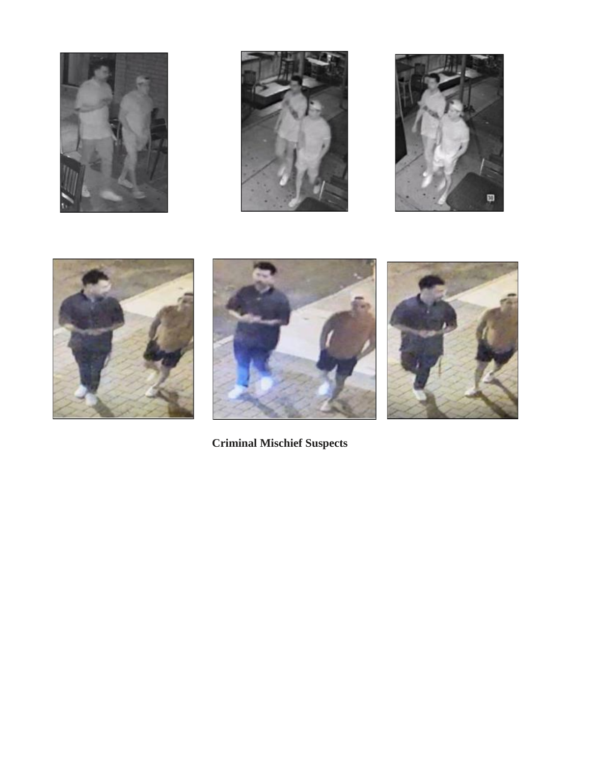**Criminal Mischief Suspects**